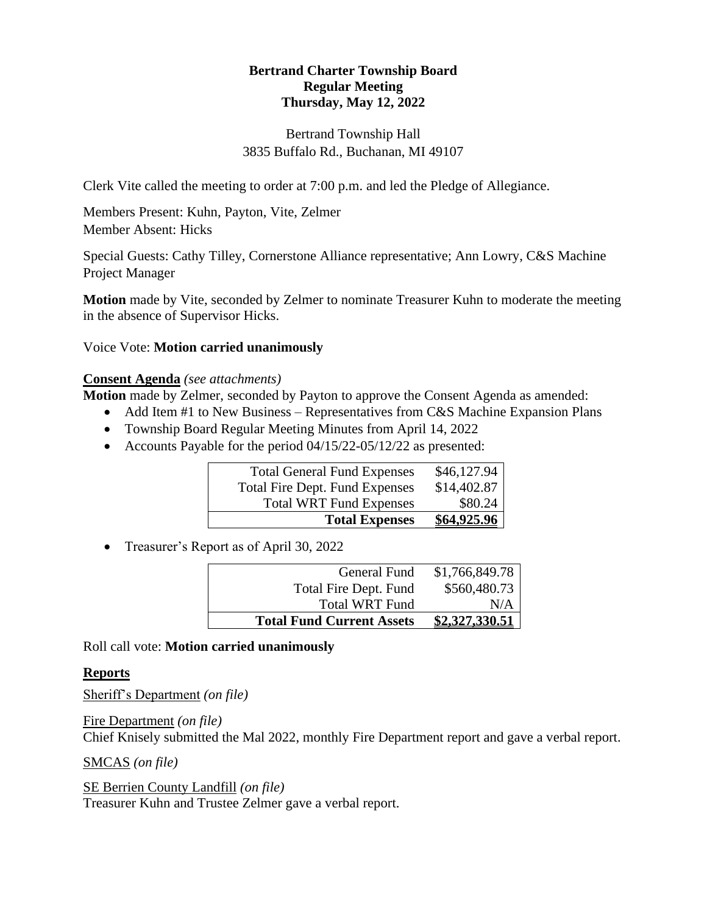**Bertrand Charter Township Board**
**Regular Meeting**
**Thursday, May 12, 2022**

Bertrand Township Hall
3835 Buffalo Rd., Buchanan, MI 49107

Clerk Vite called the meeting to order at 7:00 p.m. and led the Pledge of Allegiance.

Members Present: Kuhn, Payton, Vite, Zelmer
Member Absent: Hicks

Special Guests: Cathy Tilley, Cornerstone Alliance representative; Ann Lowry, C&S Machine Project Manager

**Motion** made by Vite, seconded by Zelmer to nominate Treasurer Kuhn to moderate the meeting in the absence of Supervisor Hicks.

Voice Vote: **Motion carried unanimously**

**Consent Agenda** *(see attachments)*
**Motion** made by Zelmer, seconded by Payton to approve the Consent Agenda as amended:

- Add Item #1 to New Business – Representatives from C&S Machine Expansion Plans
- Township Board Regular Meeting Minutes from April 14, 2022
- Accounts Payable for the period 04/15/22-05/12/22 as presented:

| | |
|---|---|
| Total General Fund Expenses | $46,127.94 |
| Total Fire Dept. Fund Expenses | $14,402.87 |
| Total WRT Fund Expenses | $80.24 |
| **Total Expenses** | **$64,925.96** |

- Treasurer's Report as of April 30, 2022

| | |
|---|---|
| General Fund | $1,766,849.78 |
| Total Fire Dept. Fund | $560,480.73 |
| Total WRT Fund | N/A |
| **Total Fund Current Assets** | **$2,327,330.51** |

Roll call vote: **Motion carried unanimously**

**Reports**

Sheriff's Department *(on file)*

Fire Department *(on file)*
Chief Knisely submitted the Mal 2022, monthly Fire Department report and gave a verbal report.

SMCAS *(on file)*

SE Berrien County Landfill *(on file)*
Treasurer Kuhn and Trustee Zelmer gave a verbal report.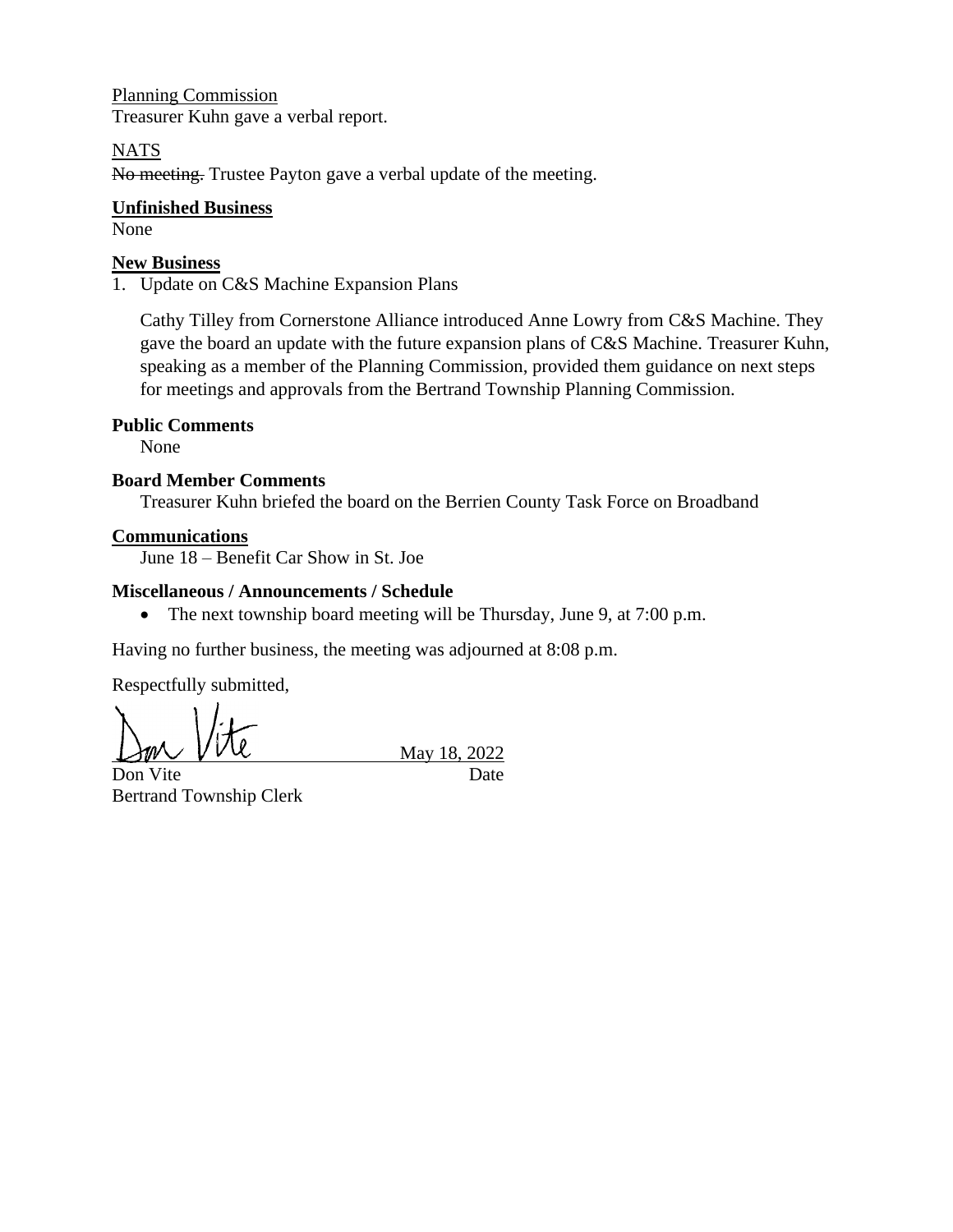Planning Commission
Treasurer Kuhn gave a verbal report.

NATS
~~No meeting.~~ Trustee Payton gave a verbal update of the meeting.

**Unfinished Business**
None

**New Business**

1. Update on C&S Machine Expansion Plans

   Cathy Tilley from Cornerstone Alliance introduced Anne Lowry from C&S Machine. They gave the board an update with the future expansion plans of C&S Machine. Treasurer Kuhn, speaking as a member of the Planning Commission, provided them guidance on next steps for meetings and approvals from the Bertrand Township Planning Commission.

**Public Comments**
None

**Board Member Comments**
Treasurer Kuhn briefed the board on the Berrien County Task Force on Broadband

**Communications**
June 18 – Benefit Car Show in St. Joe

**Miscellaneous / Announcements / Schedule**

- The next township board meeting will be Thursday, June 9, at 7:00 p.m.

Having no further business, the meeting was adjourned at 8:08 p.m.

Respectfully submitted,

Don Vite — May 18, 2022

Don Vite — Date
Bertrand Township Clerk